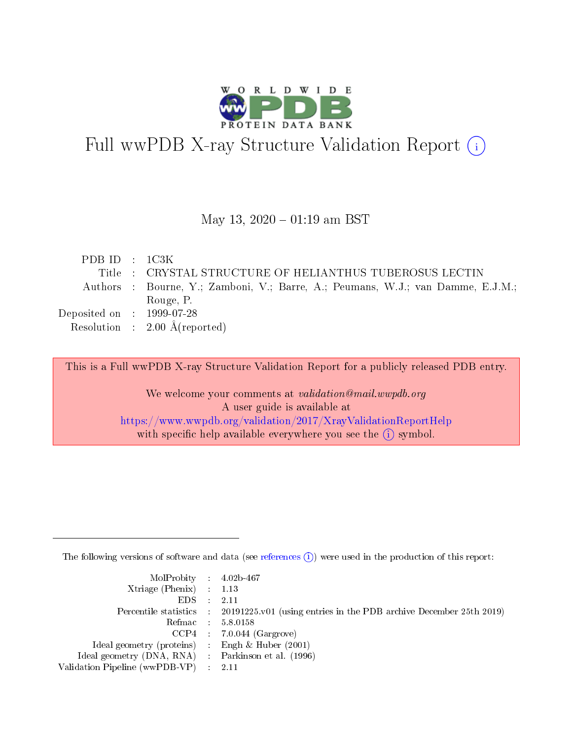# Full wwPDB X-ray Structure Validation Report (i)

May 13, 2020 – 01:19 am BST

| | | |
|---|---|---|
| PDB ID | : | 1C3K |
| Title | : | CRYSTAL STRUCTURE OF HELIANTHUS TUBEROSUS LECTIN |
| Authors | : | Bourne, Y.; Zamboni, V.; Barre, A.; Peumans, W.J.; van Damme, E.J.M.; Rouge, P. |
| Deposited on | : | 1999-07-28 |
| Resolution | : | 2.00 Å(reported) |

This is a Full wwPDB X-ray Structure Validation Report for a publicly released PDB entry.

We welcome your comments at *validation@mail.wwpdb.org*
A user guide is available at
https://www.wwpdb.org/validation/2017/XrayValidationReportHelp
with specific help available everywhere you see the (i) symbol.

---

The following versions of software and data (see references (i)) were used in the production of this report:

| | | |
|---|---|---|
| MolProbity | : | 4.02b-467 |
| Xtriage (Phenix) | : | 1.13 |
| EDS | : | 2.11 |
| Percentile statistics | : | 20191225.v01 (using entries in the PDB archive December 25th 2019) |
| Refmac | : | 5.8.0158 |
| CCP4 | : | 7.0.044 (Gargrove) |
| Ideal geometry (proteins) | : | Engh & Huber (2001) |
| Ideal geometry (DNA, RNA) | : | Parkinson et al. (1996) |
| Validation Pipeline (wwPDB-VP) | : | 2.11 |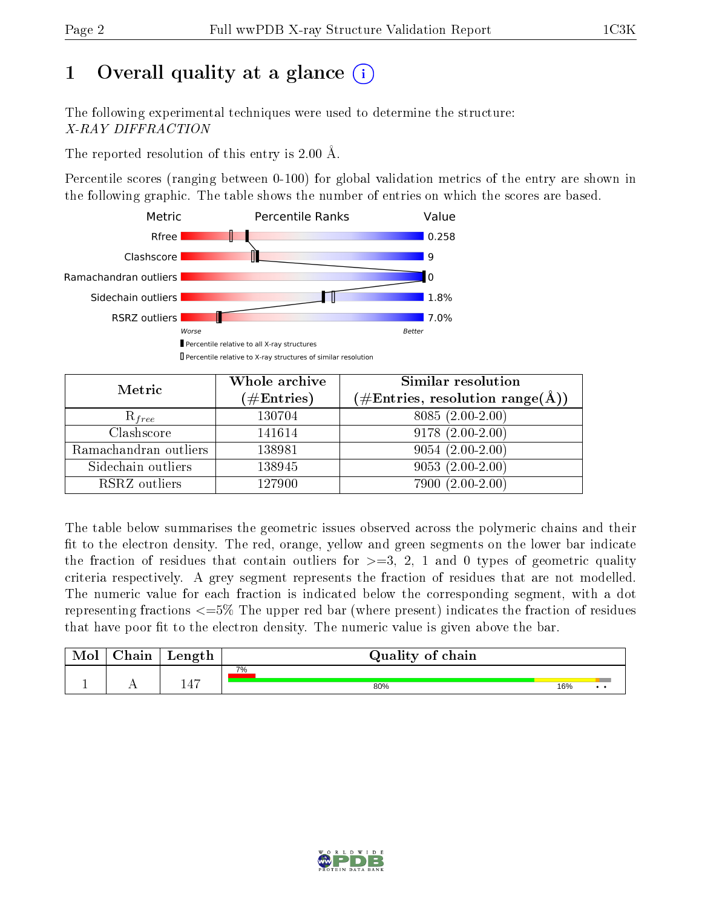# 1 Overall quality at a glance (i)

The following experimental techniques were used to determine the structure:
*X-RAY DIFFRACTION*

The reported resolution of this entry is 2.00 Å.

Percentile scores (ranging between 0-100) for global validation metrics of the entry are shown in the following graphic. The table shows the number of entries on which the scores are based.

| Metric | Value |
|---|---|
| Rfree | 0.258 |
| Clashscore | 9 |
| Ramachandran outliers | 0 |
| Sidechain outliers | 1.8% |
| RSRZ outliers | 7.0% |

Worse — Better

▮ Percentile relative to all X-ray structures
▯ Percentile relative to X-ray structures of similar resolution

| Metric | Whole archive (#Entries) | Similar resolution (#Entries, resolution range(Å)) |
|---|---|---|
| $R_{free}$ | 130704 | 8085 (2.00-2.00) |
| Clashscore | 141614 | 9178 (2.00-2.00) |
| Ramachandran outliers | 138981 | 9054 (2.00-2.00) |
| Sidechain outliers | 138945 | 9053 (2.00-2.00) |
| RSRZ outliers | 127900 | 7900 (2.00-2.00) |

The table below summarises the geometric issues observed across the polymeric chains and their fit to the electron density. The red, orange, yellow and green segments on the lower bar indicate the fraction of residues that contain outliers for >=3, 2, 1 and 0 types of geometric quality criteria respectively. A grey segment represents the fraction of residues that are not modelled. The numeric value for each fraction is indicated below the corresponding segment, with a dot representing fractions <=5% The upper red bar (where present) indicates the fraction of residues that have poor fit to the electron density. The numeric value is given above the bar.

| Mol | Chain | Length | Quality of chain |
|---|---|---|---|
| 1 | A | 147 | 7% (poor fit); 80% green, 16% yellow, • orange, • grey |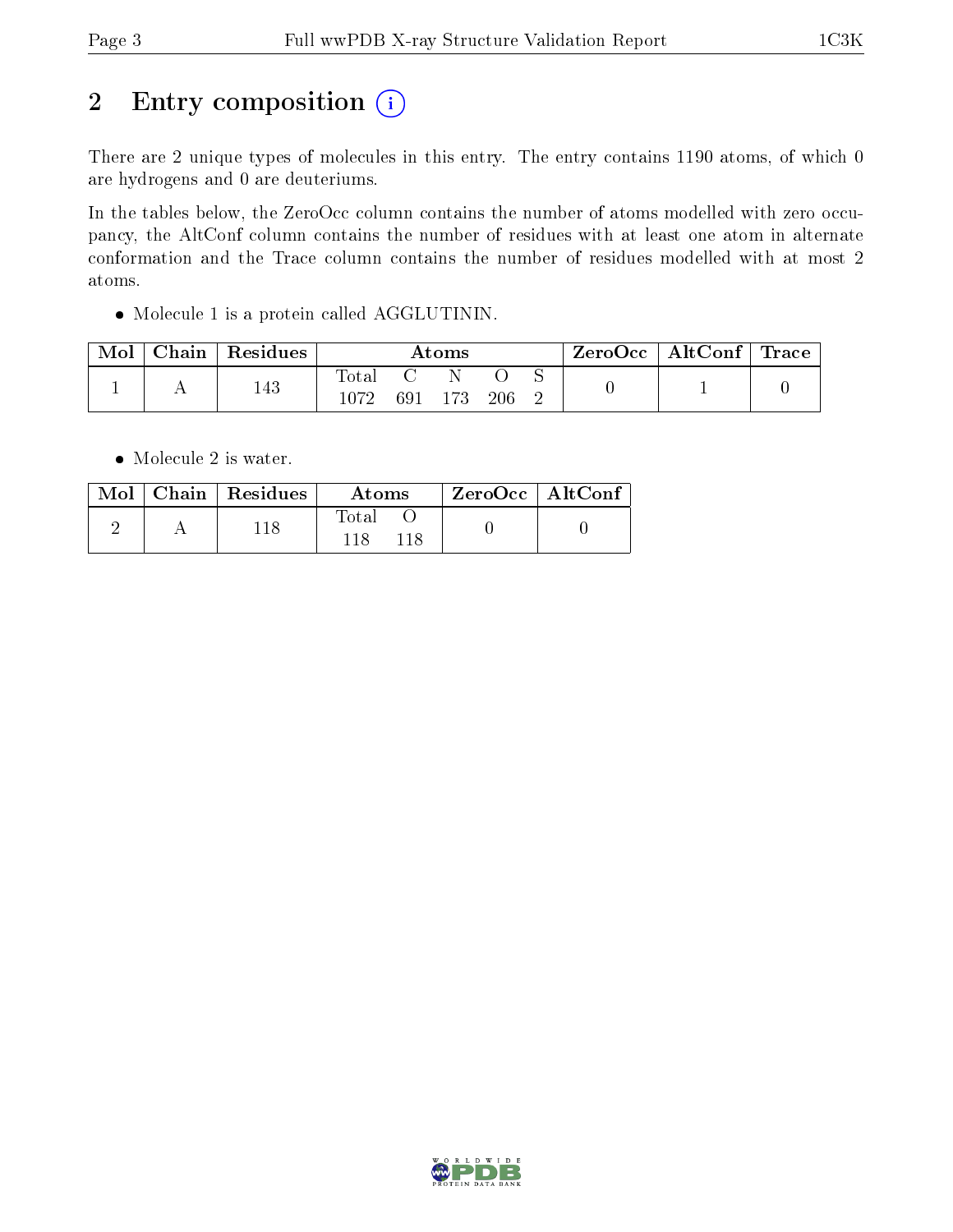# 2 Entry composition (i)

There are 2 unique types of molecules in this entry. The entry contains 1190 atoms, of which 0 are hydrogens and 0 are deuteriums.

In the tables below, the ZeroOcc column contains the number of atoms modelled with zero occupancy, the AltConf column contains the number of residues with at least one atom in alternate conformation and the Trace column contains the number of residues modelled with at most 2 atoms.

- Molecule 1 is a protein called AGGLUTININ.

| Mol | Chain | Residues | Atoms | | | | | ZeroOcc | AltConf | Trace |
|---|---|---|---|---|---|---|---|---|---|---|
| | | | Total | C | N | O | S | | | |
| 1 | A | 143 | 1072 | 691 | 173 | 206 | 2 | 0 | 1 | 0 |

- Molecule 2 is water.

| Mol | Chain | Residues | Atoms | | ZeroOcc | AltConf |
|---|---|---|---|---|---|---|
| | | | Total | O | | |
| 2 | A | 118 | 118 | 118 | 0 | 0 |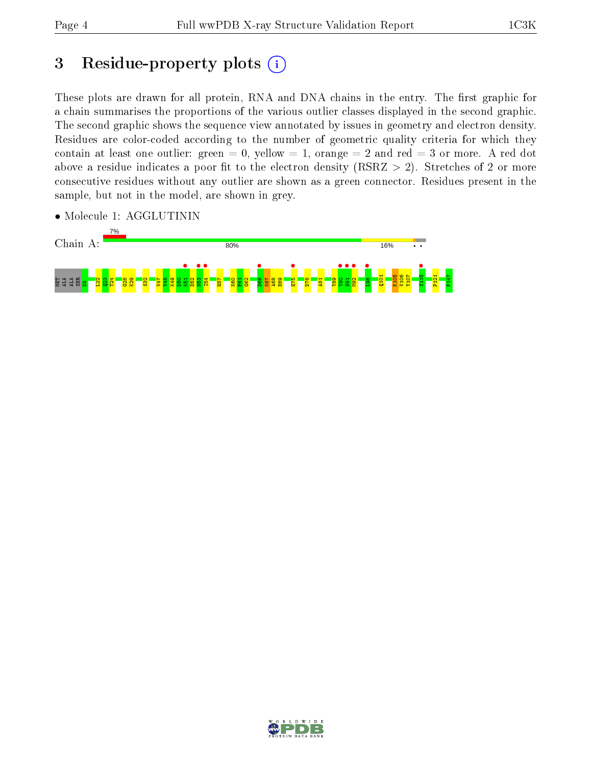# 3 Residue-property plots

These plots are drawn for all protein, RNA and DNA chains in the entry. The first graphic for a chain summarises the proportions of the various outlier classes displayed in the second graphic. The second graphic shows the sequence view annotated by issues in geometry and electron density. Residues are color-coded according to the number of geometric quality criteria for which they contain at least one outlier: green = 0, yellow = 1, orange = 2 and red = 3 or more. A red dot above a residue indicates a poor fit to the electron density (RSRZ > 2). Stretches of 2 or more consecutive residues without any outlier are shown as a green connector. Residues present in the sample, but not in the model, are shown in grey.

- Molecule 1: AGGLUTININ

Chain A: 7% | 80% | 16% | • •

MET ALA ALA SER D5 L22 Q23 T24 G28 K29 S32 V47 Y48 K49 D50 K51 D52 N53 I54 H57 K60 F61 G62 D66 K67 A68 E69 E75 D78 A81 Y89 Y90 H91 M92 L98 Q101 K105 V106 Y107 S115 P121 P147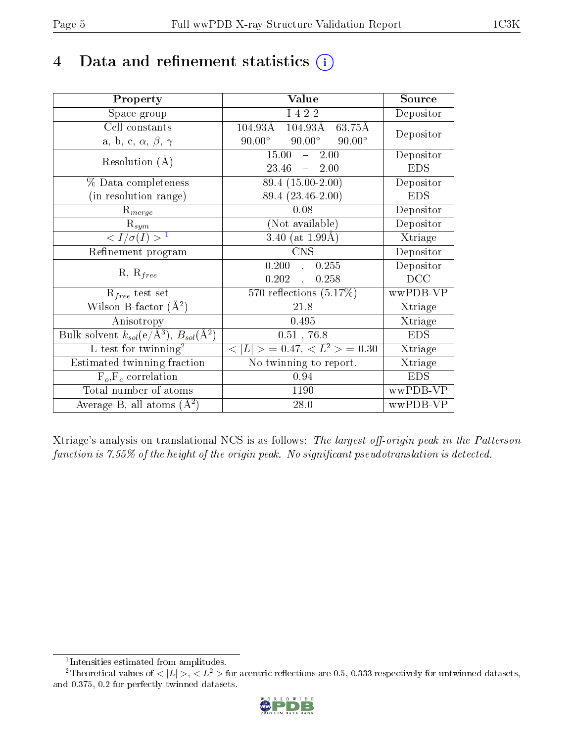# 4 Data and refinement statistics (i)

| Property | Value | Source |
|---|---|---|
| Space group | I 4 2 2 | Depositor |
| Cell constants<br>a, b, c, $\alpha$, $\beta$, $\gamma$ | 104.93Å 104.93Å 63.75Å<br>90.00° 90.00° 90.00° | Depositor |
| Resolution (Å) | 15.00 – 2.00<br>23.46 – 2.00 | Depositor<br>EDS |
| % Data completeness<br>(in resolution range) | 89.4 (15.00-2.00)<br>89.4 (23.46-2.00) | Depositor<br>EDS |
| $R_{merge}$ | 0.08 | Depositor |
| $R_{sym}$ | (Not available) | Depositor |
| $< I/\sigma(I) >$ [1] | 3.40 (at 1.99Å) | Xtriage |
| Refinement program | CNS | Depositor |
| R, $R_{free}$ | 0.200 , 0.255<br>0.202 , 0.258 | Depositor<br>DCC |
| $R_{free}$ test set | 570 reflections (5.17%) | wwPDB-VP |
| Wilson B-factor (Å$^2$) | 21.8 | Xtriage |
| Anisotropy | 0.495 | Xtriage |
| Bulk solvent $k_{sol}$(e/Å$^3$), $B_{sol}$(Å$^2$) | 0.51 , 76.8 | EDS |
| L-test for twinning[2] | $< \|L\| > = 0.47$, $< L^2 > = 0.30$ | Xtriage |
| Estimated twinning fraction | No twinning to report. | Xtriage |
| $F_o$,$F_c$ correlation | 0.94 | EDS |
| Total number of atoms | 1190 | wwPDB-VP |
| Average B, all atoms (Å$^2$) | 28.0 | wwPDB-VP |

Xtriage's analysis on translational NCS is as follows: *The largest off-origin peak in the Patterson function is 7.55% of the height of the origin peak. No significant pseudotranslation is detected.*

[1] Intensities estimated from amplitudes.

[2] Theoretical values of $< |L| >$, $< L^2 >$ for acentric reflections are 0.5, 0.333 respectively for untwinned datasets, and 0.375, 0.2 for perfectly twinned datasets.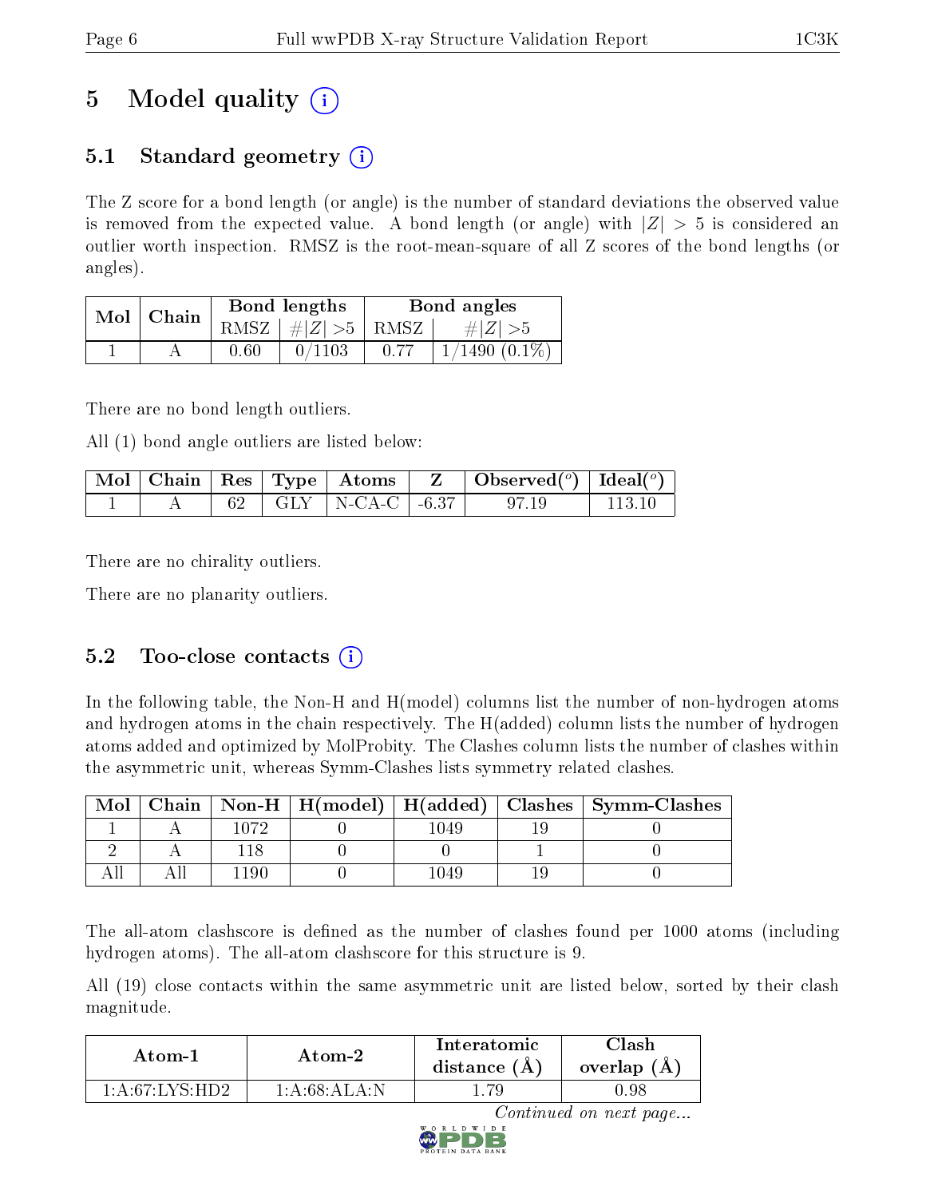# 5 Model quality (i)

## 5.1 Standard geometry (i)

The Z score for a bond length (or angle) is the number of standard deviations the observed value is removed from the expected value. A bond length (or angle) with $|Z| > 5$ is considered an outlier worth inspection. RMSZ is the root-mean-square of all Z scores of the bond lengths (or angles).

| Mol | Chain | Bond lengths | | Bond angles | |
|---|---|---|---|---|---|
| | | RMSZ | $\#|Z|>5$ | RMSZ | $\#|Z|>5$ |
| 1 | A | 0.60 | 0/1103 | 0.77 | 1/1490 (0.1%) |

There are no bond length outliers.

All (1) bond angle outliers are listed below:

| Mol | Chain | Res | Type | Atoms | Z | Observed(°) | Ideal(°) |
|---|---|---|---|---|---|---|---|
| 1 | A | 62 | GLY | N-CA-C | -6.37 | 97.19 | 113.10 |

There are no chirality outliers.

There are no planarity outliers.

## 5.2 Too-close contacts (i)

In the following table, the Non-H and H(model) columns list the number of non-hydrogen atoms and hydrogen atoms in the chain respectively. The H(added) column lists the number of hydrogen atoms added and optimized by MolProbity. The Clashes column lists the number of clashes within the asymmetric unit, whereas Symm-Clashes lists symmetry related clashes.

| Mol | Chain | Non-H | H(model) | H(added) | Clashes | Symm-Clashes |
|---|---|---|---|---|---|---|
| 1 | A | 1072 | 0 | 1049 | 19 | 0 |
| 2 | A | 118 | 0 | 0 | 1 | 0 |
| All | All | 1190 | 0 | 1049 | 19 | 0 |

The all-atom clashscore is defined as the number of clashes found per 1000 atoms (including hydrogen atoms). The all-atom clashscore for this structure is 9.

All (19) close contacts within the same asymmetric unit are listed below, sorted by their clash magnitude.

| Atom-1 | Atom-2 | Interatomic distance (Å) | Clash overlap (Å) |
|---|---|---|---|
| 1:A:67:LYS:HD2 | 1:A:68:ALA:N | 1.79 | 0.98 |

*Continued on next page...*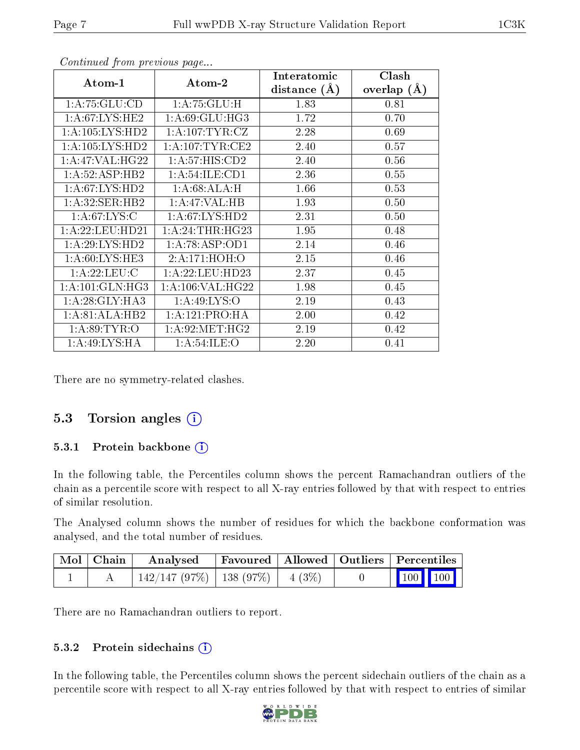*Continued from previous page...*

| Atom-1 | Atom-2 | Interatomic distance (Å) | Clash overlap (Å) |
|---|---|---|---|
| 1:A:75:GLU:CD | 1:A:75:GLU:H | 1.83 | 0.81 |
| 1:A:67:LYS:HE2 | 1:A:69:GLU:HG3 | 1.72 | 0.70 |
| 1:A:105:LYS:HD2 | 1:A:107:TYR:CZ | 2.28 | 0.69 |
| 1:A:105:LYS:HD2 | 1:A:107:TYR:CE2 | 2.40 | 0.57 |
| 1:A:47:VAL:HG22 | 1:A:57:HIS:CD2 | 2.40 | 0.56 |
| 1:A:52:ASP:HB2 | 1:A:54:ILE:CD1 | 2.36 | 0.55 |
| 1:A:67:LYS:HD2 | 1:A:68:ALA:H | 1.66 | 0.53 |
| 1:A:32:SER:HB2 | 1:A:47:VAL:HB | 1.93 | 0.50 |
| 1:A:67:LYS:C | 1:A:67:LYS:HD2 | 2.31 | 0.50 |
| 1:A:22:LEU:HD21 | 1:A:24:THR:HG23 | 1.95 | 0.48 |
| 1:A:29:LYS:HD2 | 1:A:78:ASP:OD1 | 2.14 | 0.46 |
| 1:A:60:LYS:HE3 | 2:A:171:HOH:O | 2.15 | 0.46 |
| 1:A:22:LEU:C | 1:A:22:LEU:HD23 | 2.37 | 0.45 |
| 1:A:101:GLN:HG3 | 1:A:106:VAL:HG22 | 1.98 | 0.45 |
| 1:A:28:GLY:HA3 | 1:A:49:LYS:O | 2.19 | 0.43 |
| 1:A:81:ALA:HB2 | 1:A:121:PRO:HA | 2.00 | 0.42 |
| 1:A:89:TYR:O | 1:A:92:MET:HG2 | 2.19 | 0.42 |
| 1:A:49:LYS:HA | 1:A:54:ILE:O | 2.20 | 0.41 |

There are no symmetry-related clashes.

## 5.3 Torsion angles

### 5.3.1 Protein backbone

In the following table, the Percentiles column shows the percent Ramachandran outliers of the chain as a percentile score with respect to all X-ray entries followed by that with respect to entries of similar resolution.

The Analysed column shows the number of residues for which the backbone conformation was analysed, and the total number of residues.

| Mol | Chain | Analysed | Favoured | Allowed | Outliers | Percentiles | |
|---|---|---|---|---|---|---|---|
| 1 | A | 142/147 (97%) | 138 (97%) | 4 (3%) | 0 | 100 | 100 |

There are no Ramachandran outliers to report.

### 5.3.2 Protein sidechains

In the following table, the Percentiles column shows the percent sidechain outliers of the chain as a percentile score with respect to all X-ray entries followed by that with respect to entries of similar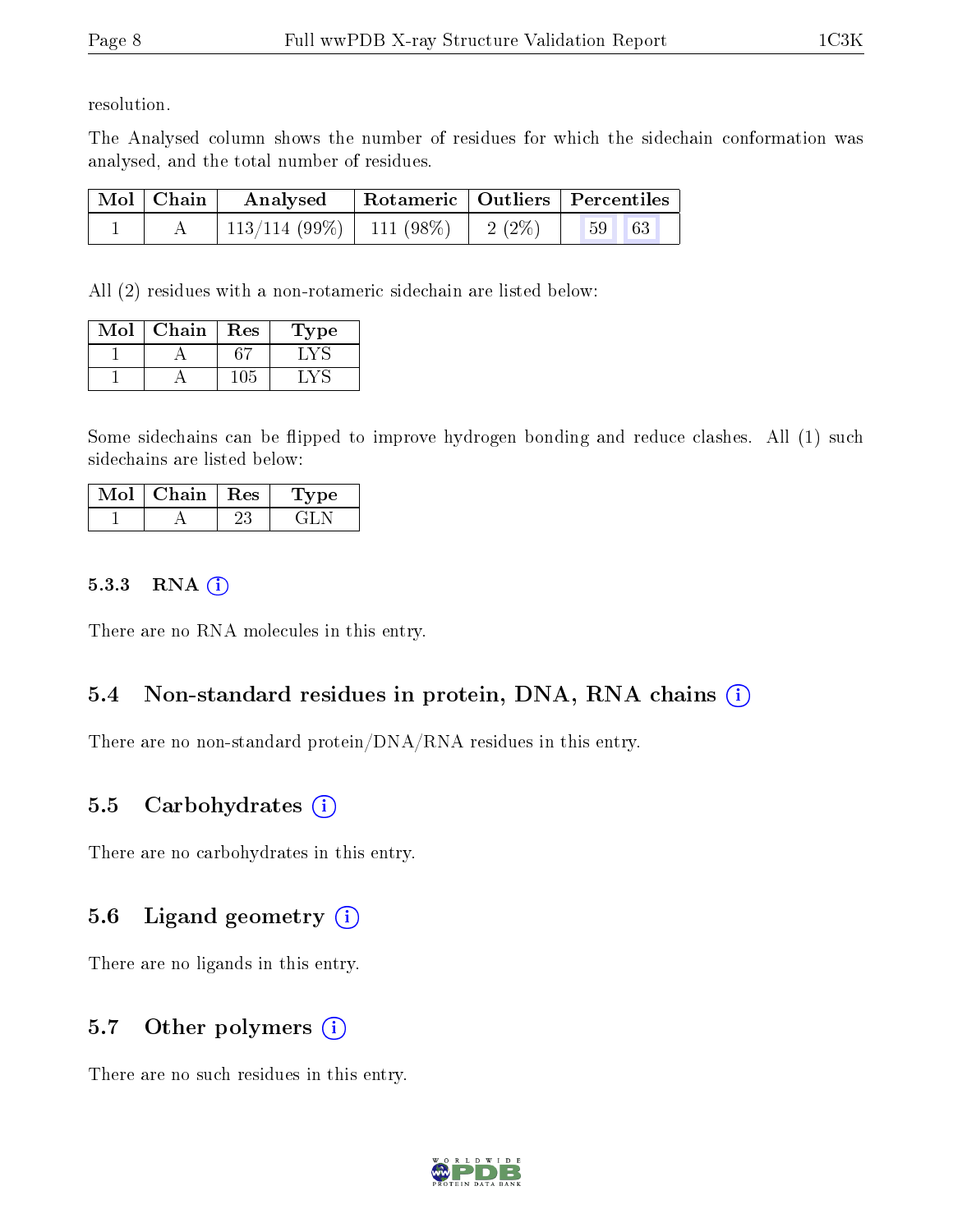resolution.

The Analysed column shows the number of residues for which the sidechain conformation was analysed, and the total number of residues.

| Mol | Chain | Analysed | Rotameric | Outliers | Percentiles | |
|---|---|---|---|---|---|---|
| 1 | A | 113/114 (99%) | 111 (98%) | 2 (2%) | 59 | 63 |

All (2) residues with a non-rotameric sidechain are listed below:

| Mol | Chain | Res | Type |
|---|---|---|---|
| 1 | A | 67 | LYS |
| 1 | A | 105 | LYS |

Some sidechains can be flipped to improve hydrogen bonding and reduce clashes. All (1) such sidechains are listed below:

| Mol | Chain | Res | Type |
|---|---|---|---|
| 1 | A | 23 | GLN |

#### 5.3.3 RNA

There are no RNA molecules in this entry.

### 5.4 Non-standard residues in protein, DNA, RNA chains

There are no non-standard protein/DNA/RNA residues in this entry.

### 5.5 Carbohydrates

There are no carbohydrates in this entry.

### 5.6 Ligand geometry

There are no ligands in this entry.

### 5.7 Other polymers

There are no such residues in this entry.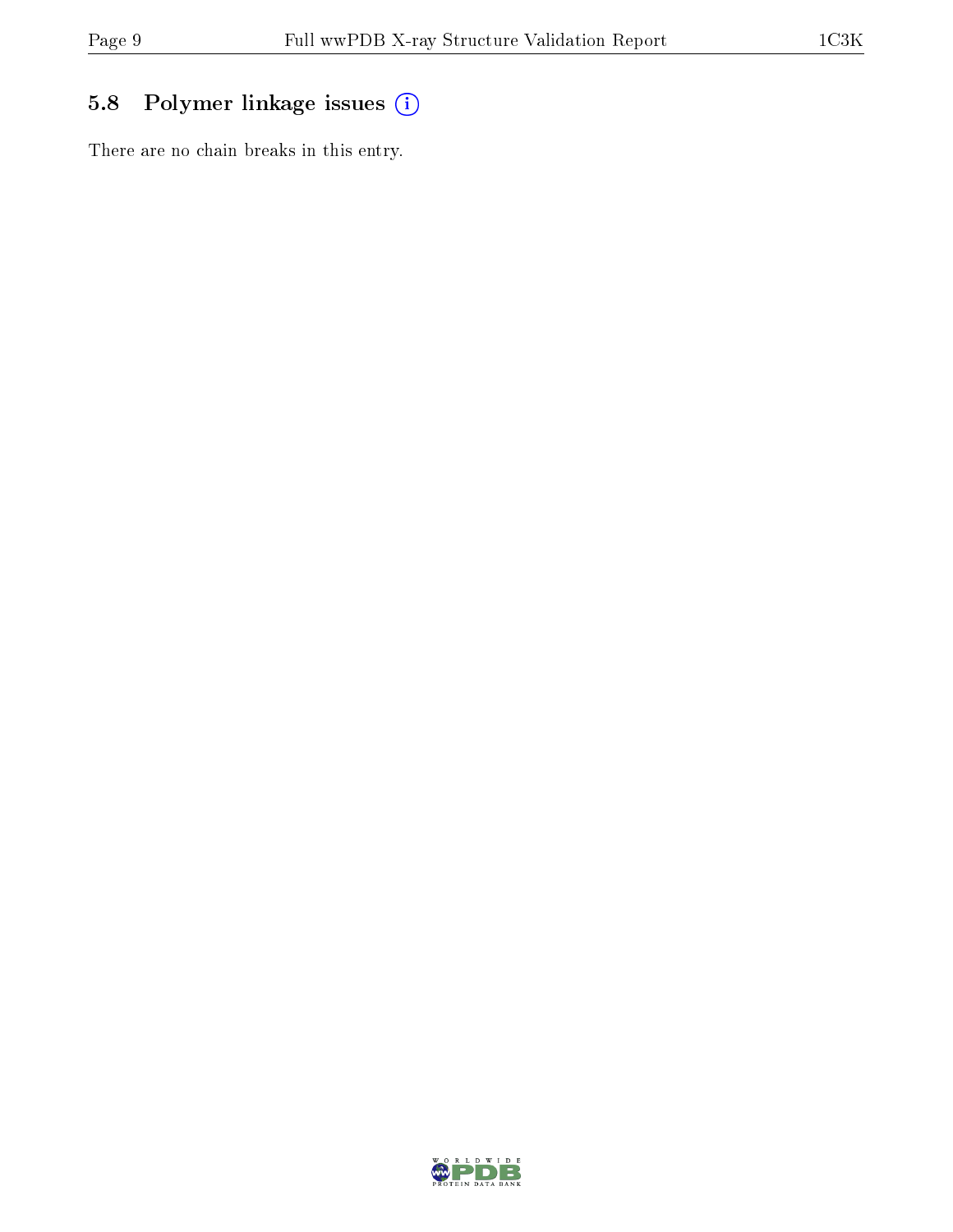## 5.8 Polymer linkage issues

There are no chain breaks in this entry.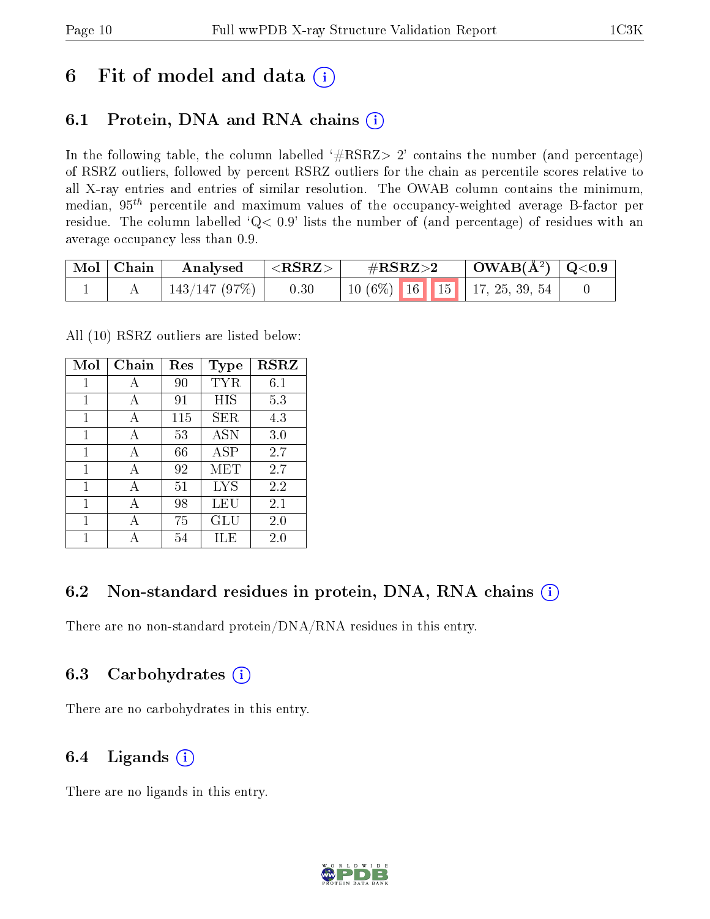# 6 Fit of model and data

## 6.1 Protein, DNA and RNA chains

In the following table, the column labelled '#RSRZ> 2' contains the number (and percentage) of RSRZ outliers, followed by percent RSRZ outliers for the chain as percentile scores relative to all X-ray entries and entries of similar resolution. The OWAB column contains the minimum, median, $95^{th}$ percentile and maximum values of the occupancy-weighted average B-factor per residue. The column labelled 'Q< 0.9' lists the number of (and percentage) of residues with an average occupancy less than 0.9.

| Mol | Chain | Analysed | <RSRZ> | #RSRZ>2 | | | OWAB(Å²) | Q<0.9 |
|---|---|---|---|---|---|---|---|---|
| 1 | A | 143/147 (97%) | 0.30 | 10 (6%) | 16 | 15 | 17, 25, 39, 54 | 0 |

All (10) RSRZ outliers are listed below:

| Mol | Chain | Res | Type | RSRZ |
|---|---|---|---|---|
| 1 | A | 90 | TYR | 6.1 |
| 1 | A | 91 | HIS | 5.3 |
| 1 | A | 115 | SER | 4.3 |
| 1 | A | 53 | ASN | 3.0 |
| 1 | A | 66 | ASP | 2.7 |
| 1 | A | 92 | MET | 2.7 |
| 1 | A | 51 | LYS | 2.2 |
| 1 | A | 98 | LEU | 2.1 |
| 1 | A | 75 | GLU | 2.0 |
| 1 | A | 54 | ILE | 2.0 |

## 6.2 Non-standard residues in protein, DNA, RNA chains

There are no non-standard protein/DNA/RNA residues in this entry.

## 6.3 Carbohydrates

There are no carbohydrates in this entry.

## 6.4 Ligands

There are no ligands in this entry.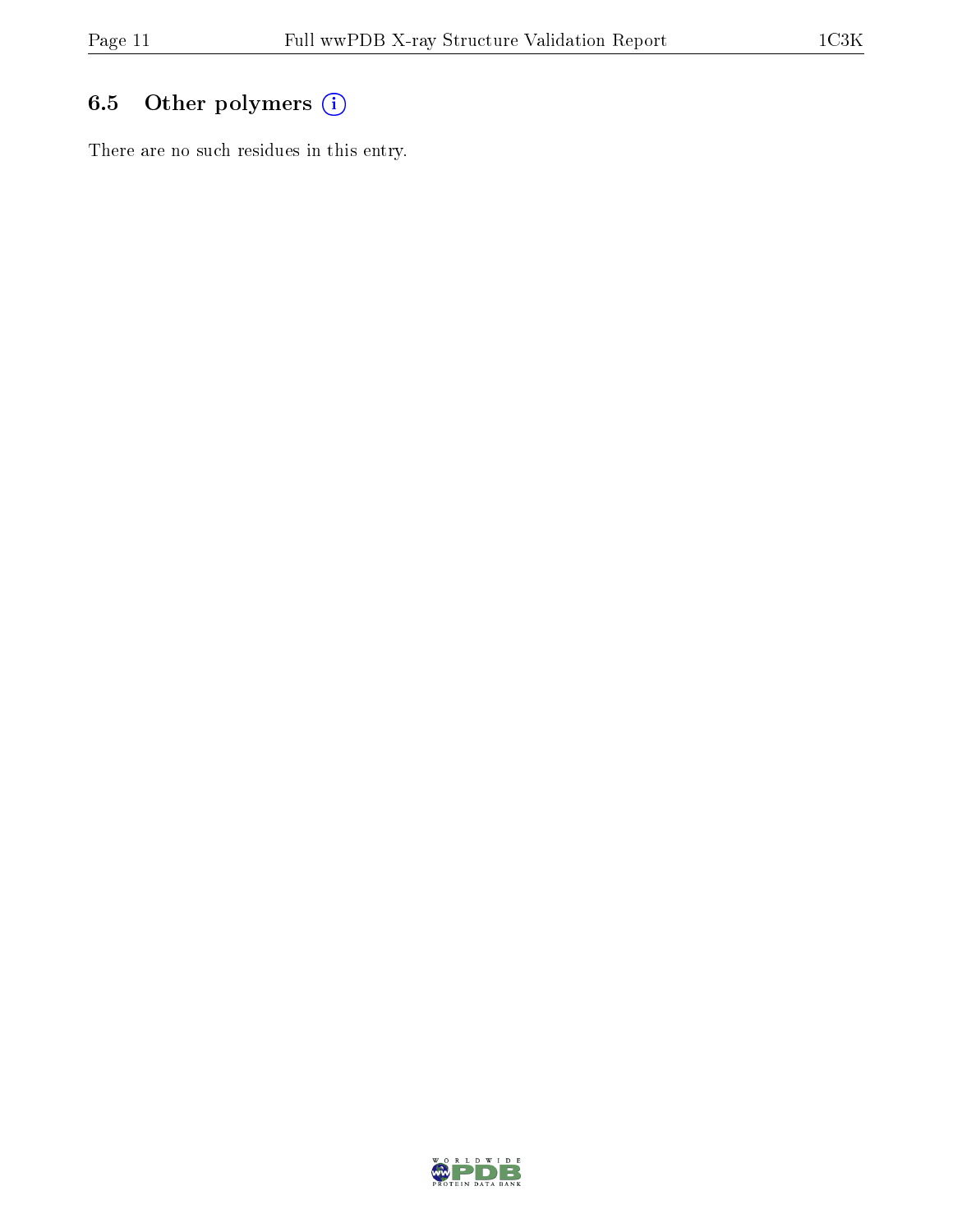### 6.5 Other polymers

There are no such residues in this entry.